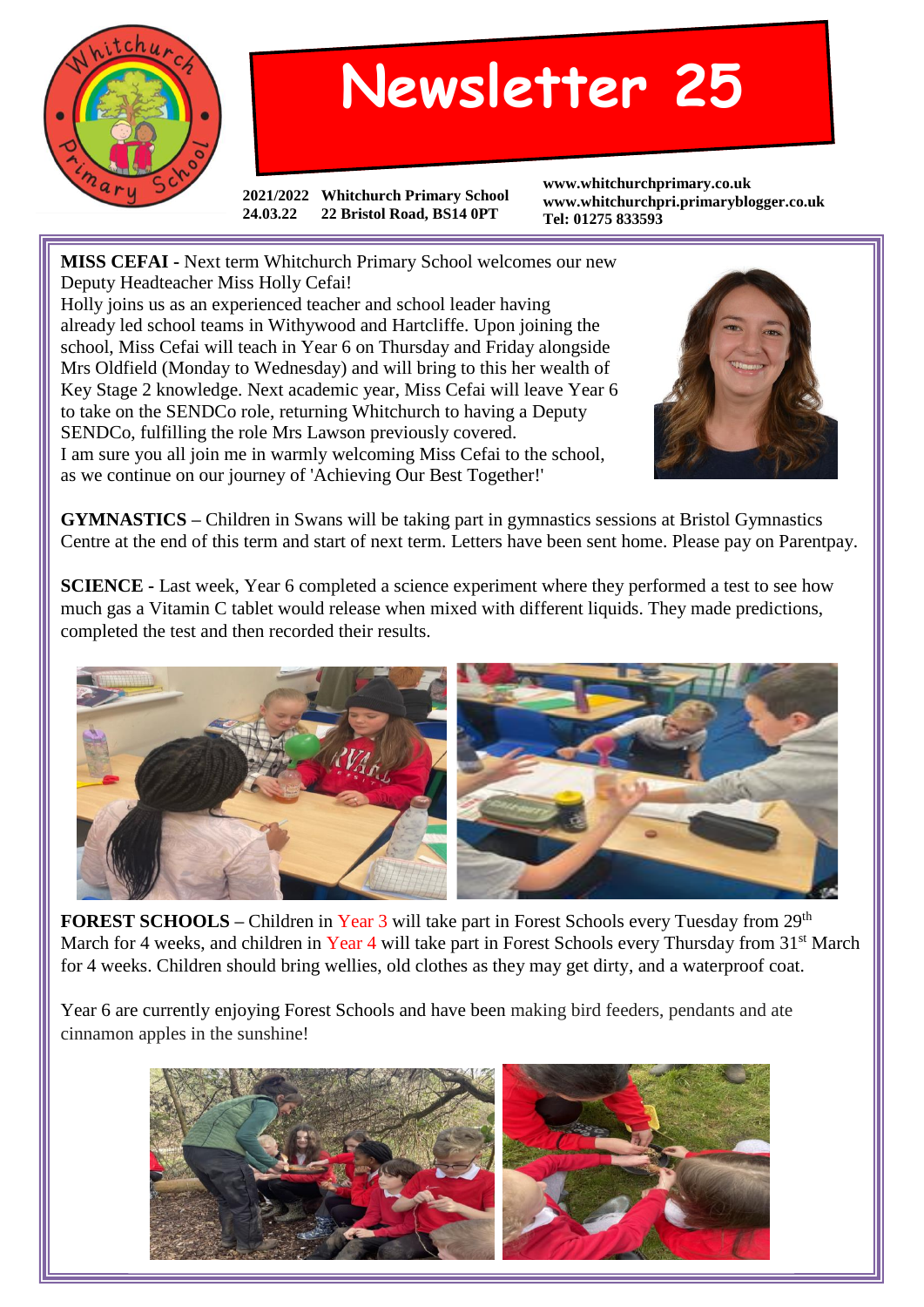# Newsletter 25

**2021/2022** **Whitchurch Primary School**
**24.03.22** **22 Bristol Road, BS14 0PT**

**www.whitchurchprimary.co.uk**
**www.whitchurchpri.primaryblogger.co.uk**
**Tel: 01275 833593**

**MISS CEFAI -** Next term Whitchurch Primary School welcomes our new Deputy Headteacher Miss Holly Cefai!
Holly joins us as an experienced teacher and school leader having already led school teams in Withywood and Hartcliffe. Upon joining the school, Miss Cefai will teach in Year 6 on Thursday and Friday alongside Mrs Oldfield (Monday to Wednesday) and will bring to this her wealth of Key Stage 2 knowledge. Next academic year, Miss Cefai will leave Year 6 to take on the SENDCo role, returning Whitchurch to having a Deputy SENDCo, fulfilling the role Mrs Lawson previously covered.
I am sure you all join me in warmly welcoming Miss Cefai to the school, as we continue on our journey of 'Achieving Our Best Together!'

**GYMNASTICS –** Children in Swans will be taking part in gymnastics sessions at Bristol Gymnastics Centre at the end of this term and start of next term. Letters have been sent home. Please pay on Parentpay.

**SCIENCE -** Last week, Year 6 completed a science experiment where they performed a test to see how much gas a Vitamin C tablet would release when mixed with different liquids. They made predictions, completed the test and then recorded their results.

**FOREST SCHOOLS –** Children in Year 3 will take part in Forest Schools every Tuesday from 29th March for 4 weeks, and children in Year 4 will take part in Forest Schools every Thursday from 31st March for 4 weeks. Children should bring wellies, old clothes as they may get dirty, and a waterproof coat.

Year 6 are currently enjoying Forest Schools and have been making bird feeders, pendants and ate cinnamon apples in the sunshine!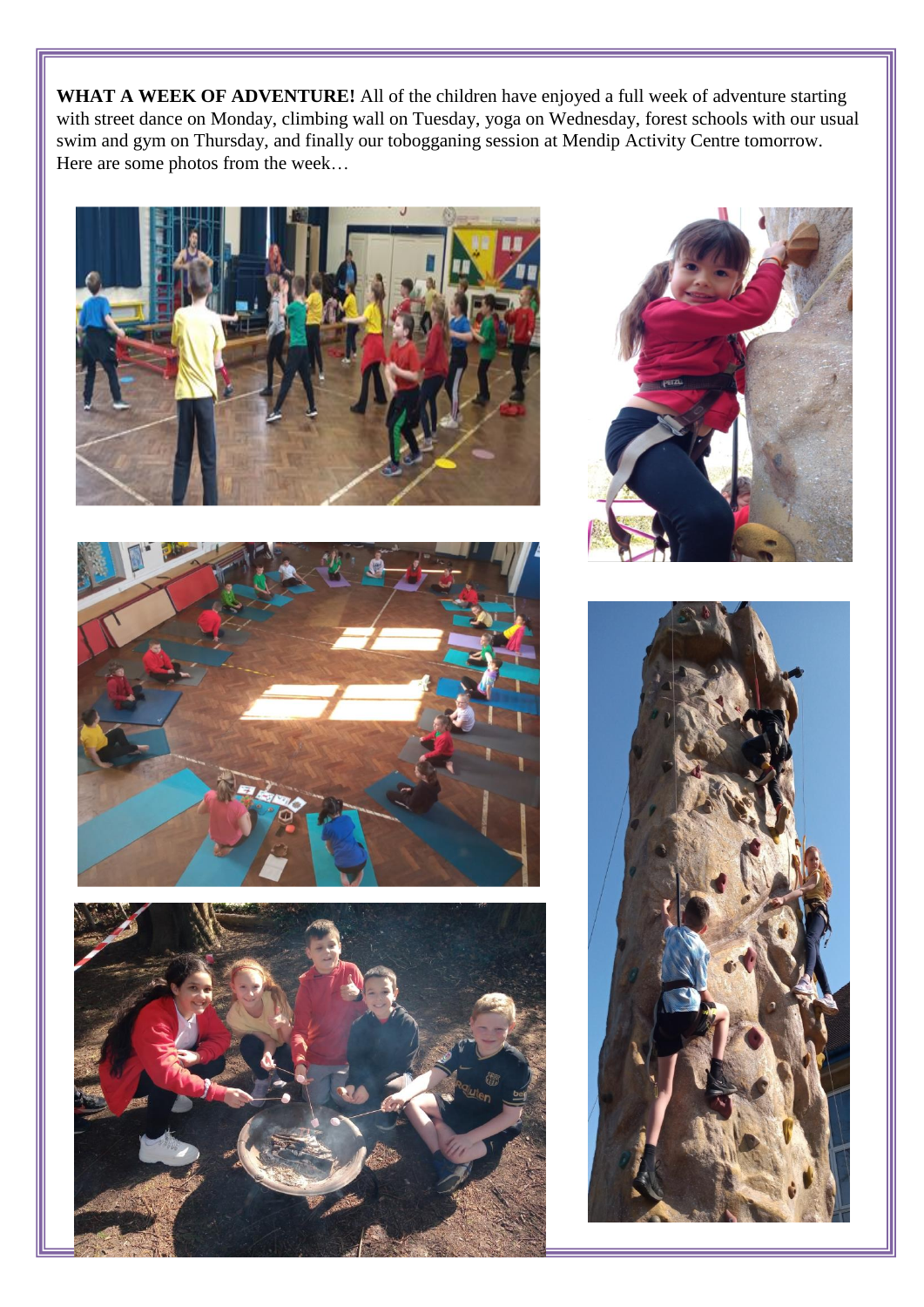**WHAT A WEEK OF ADVENTURE!** All of the children have enjoyed a full week of adventure starting with street dance on Monday, climbing wall on Tuesday, yoga on Wednesday, forest schools with our usual swim and gym on Thursday, and finally our tobogganing session at Mendip Activity Centre tomorrow. Here are some photos from the week…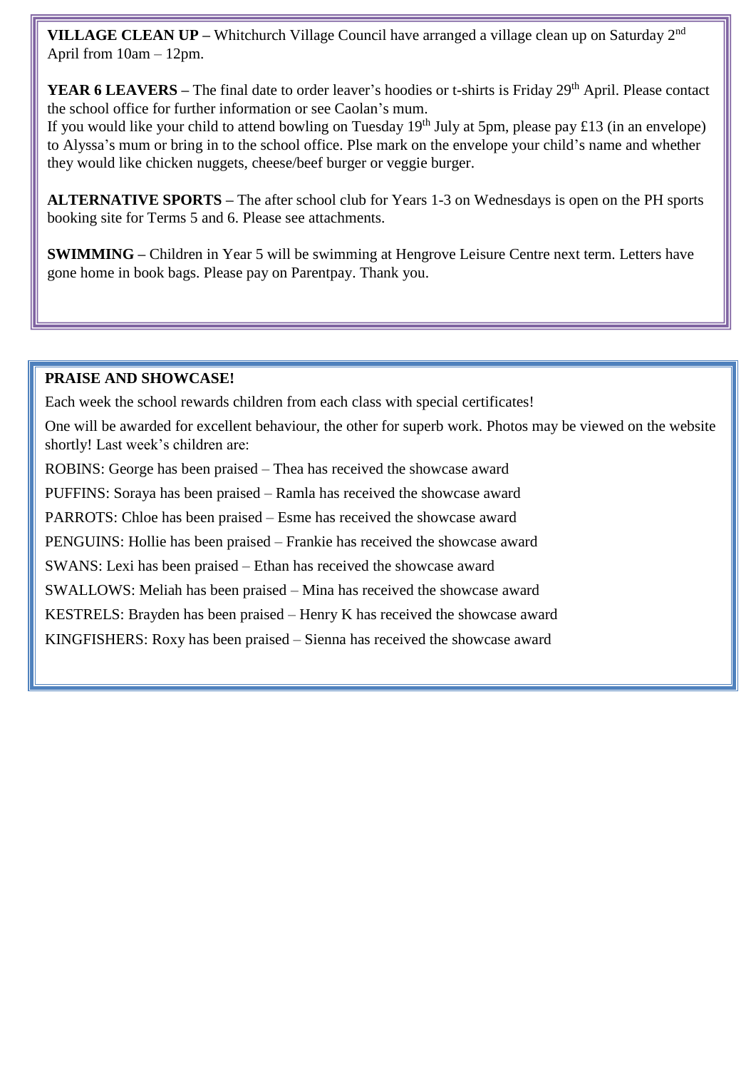**VILLAGE CLEAN UP –** Whitchurch Village Council have arranged a village clean up on Saturday 2nd April from 10am – 12pm.

**YEAR 6 LEAVERS –** The final date to order leaver's hoodies or t-shirts is Friday 29th April. Please contact the school office for further information or see Caolan's mum.
If you would like your child to attend bowling on Tuesday 19th July at 5pm, please pay £13 (in an envelope) to Alyssa's mum or bring in to the school office. Plse mark on the envelope your child's name and whether they would like chicken nuggets, cheese/beef burger or veggie burger.

**ALTERNATIVE SPORTS –** The after school club for Years 1-3 on Wednesdays is open on the PH sports booking site for Terms 5 and 6. Please see attachments.

**SWIMMING –** Children in Year 5 will be swimming at Hengrove Leisure Centre next term. Letters have gone home in book bags. Please pay on Parentpay. Thank you.

**PRAISE AND SHOWCASE!**

Each week the school rewards children from each class with special certificates!

One will be awarded for excellent behaviour, the other for superb work. Photos may be viewed on the website shortly! Last week's children are:

ROBINS: George has been praised – Thea has received the showcase award

PUFFINS: Soraya has been praised – Ramla has received the showcase award

PARROTS: Chloe has been praised – Esme has received the showcase award

PENGUINS: Hollie has been praised – Frankie has received the showcase award

SWANS: Lexi has been praised – Ethan has received the showcase award

SWALLOWS: Meliah has been praised – Mina has received the showcase award

KESTRELS: Brayden has been praised – Henry K has received the showcase award

KINGFISHERS: Roxy has been praised – Sienna has received the showcase award